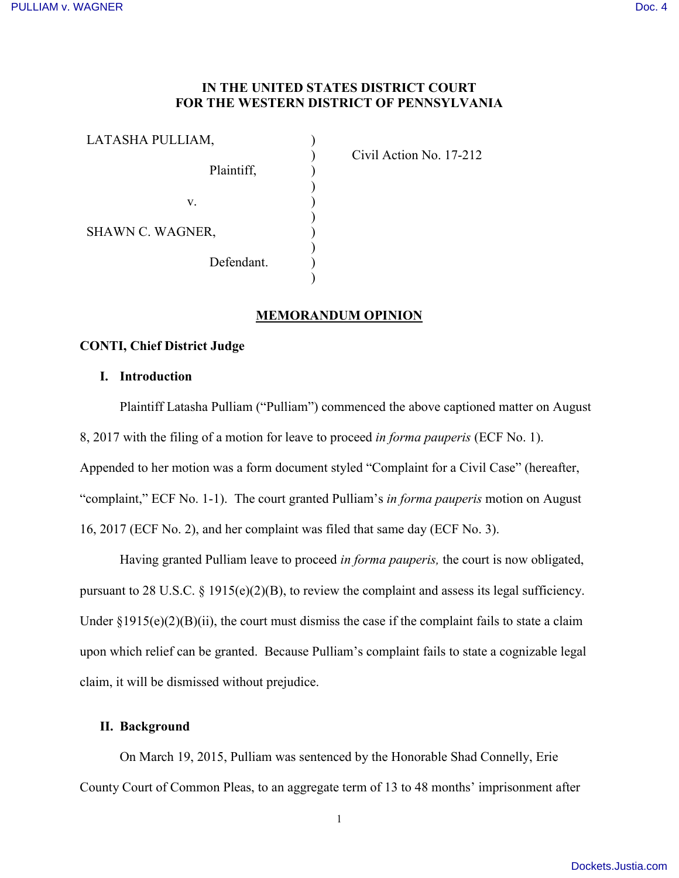**IN THE UNITED STATES DISTRICT COURT**
**FOR THE WESTERN DISTRICT OF PENNSYLVANIA**

| | | |
|---|---|---|
| LATASHA PULLIAM, | ) | |
| | ) | Civil Action No. 17-212 |
| Plaintiff, | ) | |
| | ) | |
| v. | ) | |
| | ) | |
| SHAWN C. WAGNER, | ) | |
| | ) | |
| Defendant. | ) | |
| | ) | |

## MEMORANDUM OPINION

**CONTI, Chief District Judge**

### I. Introduction

Plaintiff Latasha Pulliam ("Pulliam") commenced the above captioned matter on August 8, 2017 with the filing of a motion for leave to proceed *in forma pauperis* (ECF No. 1). Appended to her motion was a form document styled "Complaint for a Civil Case" (hereafter, "complaint," ECF No. 1-1). The court granted Pulliam's *in forma pauperis* motion on August 16, 2017 (ECF No. 2), and her complaint was filed that same day (ECF No. 3).

Having granted Pulliam leave to proceed *in forma pauperis,* the court is now obligated, pursuant to 28 U.S.C. § 1915(e)(2)(B), to review the complaint and assess its legal sufficiency. Under §1915(e)(2)(B)(ii), the court must dismiss the case if the complaint fails to state a claim upon which relief can be granted. Because Pulliam's complaint fails to state a cognizable legal claim, it will be dismissed without prejudice.

### II. Background

On March 19, 2015, Pulliam was sentenced by the Honorable Shad Connelly, Erie County Court of Common Pleas, to an aggregate term of 13 to 48 months' imprisonment after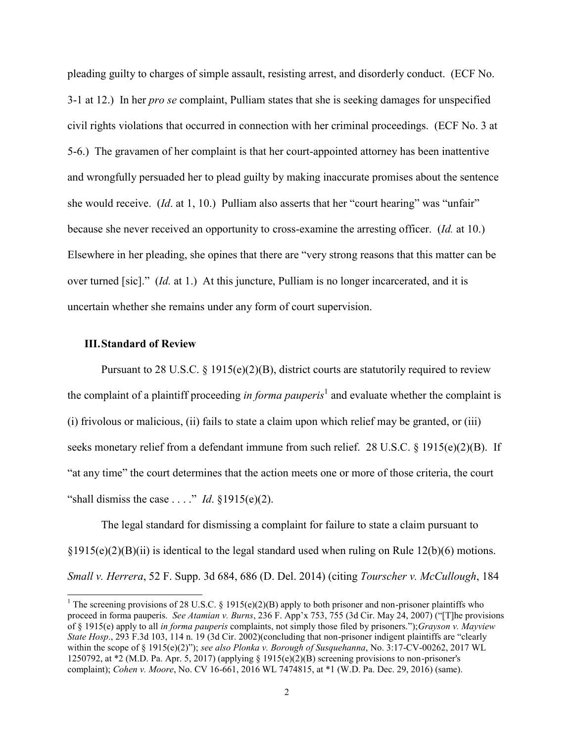pleading guilty to charges of simple assault, resisting arrest, and disorderly conduct. (ECF No. 3-1 at 12.) In her *pro se* complaint, Pulliam states that she is seeking damages for unspecified civil rights violations that occurred in connection with her criminal proceedings. (ECF No. 3 at 5-6.) The gravamen of her complaint is that her court-appointed attorney has been inattentive and wrongfully persuaded her to plead guilty by making inaccurate promises about the sentence she would receive. (*Id*. at 1, 10.) Pulliam also asserts that her "court hearing" was "unfair" because she never received an opportunity to cross-examine the arresting officer. (*Id.* at 10.) Elsewhere in her pleading, she opines that there are "very strong reasons that this matter can be over turned [sic]." (*Id.* at 1.) At this juncture, Pulliam is no longer incarcerated, and it is uncertain whether she remains under any form of court supervision.

## III. Standard of Review

Pursuant to 28 U.S.C. § 1915(e)(2)(B), district courts are statutorily required to review the complaint of a plaintiff proceeding *in forma pauperis*[1] and evaluate whether the complaint is (i) frivolous or malicious, (ii) fails to state a claim upon which relief may be granted, or (iii) seeks monetary relief from a defendant immune from such relief. 28 U.S.C. § 1915(e)(2)(B). If "at any time" the court determines that the action meets one or more of those criteria, the court "shall dismiss the case . . . ." *Id*. §1915(e)(2).

The legal standard for dismissing a complaint for failure to state a claim pursuant to §1915(e)(2)(B)(ii) is identical to the legal standard used when ruling on Rule 12(b)(6) motions. *Small v. Herrera*, 52 F. Supp. 3d 684, 686 (D. Del. 2014) (citing *Tourscher v. McCullough*, 184

---

[1] The screening provisions of 28 U.S.C. § 1915(e)(2)(B) apply to both prisoner and non-prisoner plaintiffs who proceed in forma pauperis. *See Atamian v. Burns*, 236 F. App'x 753, 755 (3d Cir. May 24, 2007) ("[T]he provisions of § 1915(e) apply to all *in forma pauperis* complaints, not simply those filed by prisoners.");*Grayson v. Mayview State Hosp*., 293 F.3d 103, 114 n. 19 (3d Cir. 2002)(concluding that non-prisoner indigent plaintiffs are "clearly within the scope of § 1915(e)(2)"); *see also Plonka v. Borough of Susquehanna*, No. 3:17-CV-00262, 2017 WL 1250792, at *2 (M.D. Pa. Apr. 5, 2017) (applying § 1915(e)(2)(B) screening provisions to non-prisoner's complaint); *Cohen v. Moore*, No. CV 16-661, 2016 WL 7474815, at *1 (W.D. Pa. Dec. 29, 2016) (same).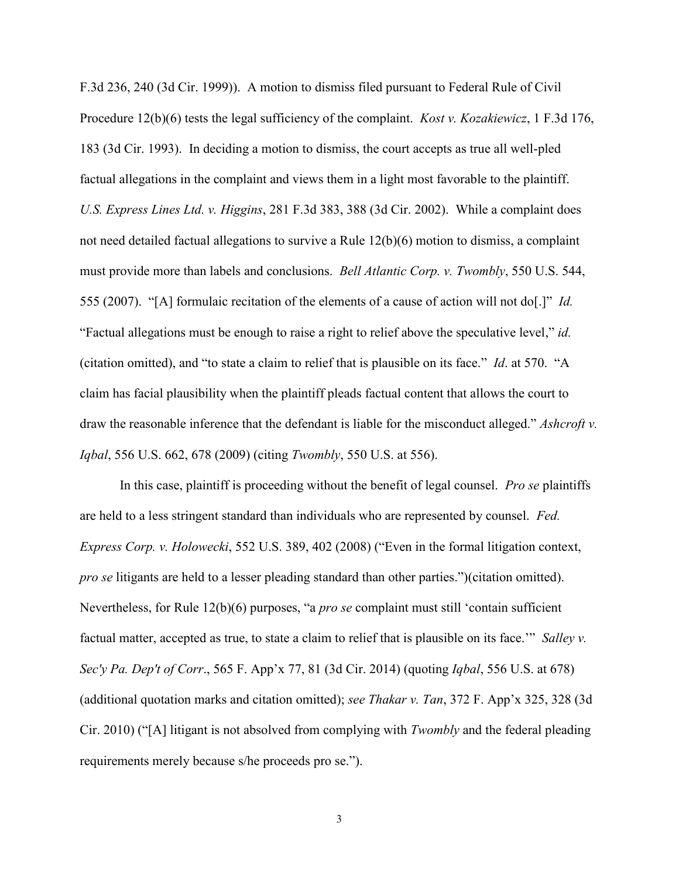F.3d 236, 240 (3d Cir. 1999)). A motion to dismiss filed pursuant to Federal Rule of Civil Procedure 12(b)(6) tests the legal sufficiency of the complaint. *Kost v. Kozakiewicz*, 1 F.3d 176, 183 (3d Cir. 1993). In deciding a motion to dismiss, the court accepts as true all well-pled factual allegations in the complaint and views them in a light most favorable to the plaintiff. *U.S. Express Lines Ltd. v. Higgins*, 281 F.3d 383, 388 (3d Cir. 2002). While a complaint does not need detailed factual allegations to survive a Rule 12(b)(6) motion to dismiss, a complaint must provide more than labels and conclusions. *Bell Atlantic Corp. v. Twombly*, 550 U.S. 544, 555 (2007). "[A] formulaic recitation of the elements of a cause of action will not do[.]" *Id.* "Factual allegations must be enough to raise a right to relief above the speculative level," *id.* (citation omitted), and "to state a claim to relief that is plausible on its face." *Id*. at 570. "A claim has facial plausibility when the plaintiff pleads factual content that allows the court to draw the reasonable inference that the defendant is liable for the misconduct alleged." *Ashcroft v. Iqbal*, 556 U.S. 662, 678 (2009) (citing *Twombly*, 550 U.S. at 556).

In this case, plaintiff is proceeding without the benefit of legal counsel. *Pro se* plaintiffs are held to a less stringent standard than individuals who are represented by counsel. *Fed. Express Corp. v. Holowecki*, 552 U.S. 389, 402 (2008) ("Even in the formal litigation context, *pro se* litigants are held to a lesser pleading standard than other parties.")(citation omitted). Nevertheless, for Rule 12(b)(6) purposes, "a *pro se* complaint must still 'contain sufficient factual matter, accepted as true, to state a claim to relief that is plausible on its face.'" *Salley v. Sec'y Pa. Dep't of Corr*., 565 F. App'x 77, 81 (3d Cir. 2014) (quoting *Iqbal*, 556 U.S. at 678) (additional quotation marks and citation omitted); *see Thakar v. Tan*, 372 F. App'x 325, 328 (3d Cir. 2010) ("[A] litigant is not absolved from complying with *Twombly* and the federal pleading requirements merely because s/he proceeds pro se.").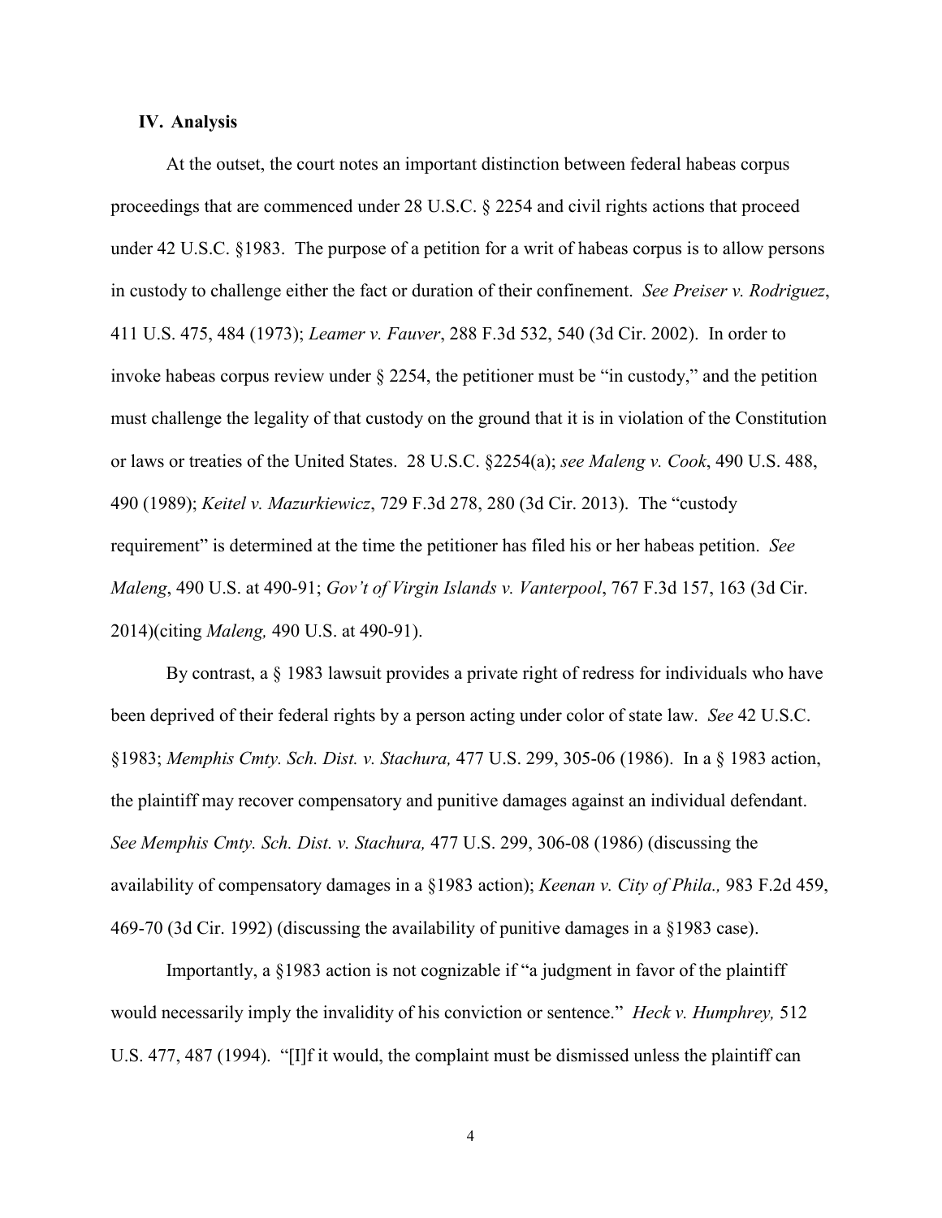### IV. Analysis

At the outset, the court notes an important distinction between federal habeas corpus proceedings that are commenced under 28 U.S.C. § 2254 and civil rights actions that proceed under 42 U.S.C. §1983. The purpose of a petition for a writ of habeas corpus is to allow persons in custody to challenge either the fact or duration of their confinement. *See Preiser v. Rodriguez*, 411 U.S. 475, 484 (1973); *Leamer v. Fauver*, 288 F.3d 532, 540 (3d Cir. 2002). In order to invoke habeas corpus review under § 2254, the petitioner must be "in custody," and the petition must challenge the legality of that custody on the ground that it is in violation of the Constitution or laws or treaties of the United States. 28 U.S.C. §2254(a); *see Maleng v. Cook*, 490 U.S. 488, 490 (1989); *Keitel v. Mazurkiewicz*, 729 F.3d 278, 280 (3d Cir. 2013). The "custody requirement" is determined at the time the petitioner has filed his or her habeas petition. *See Maleng*, 490 U.S. at 490-91; *Gov't of Virgin Islands v. Vanterpool*, 767 F.3d 157, 163 (3d Cir. 2014)(citing *Maleng,* 490 U.S. at 490-91).

By contrast, a § 1983 lawsuit provides a private right of redress for individuals who have been deprived of their federal rights by a person acting under color of state law. *See* 42 U.S.C. §1983; *Memphis Cmty. Sch. Dist. v. Stachura,* 477 U.S. 299, 305-06 (1986). In a § 1983 action, the plaintiff may recover compensatory and punitive damages against an individual defendant. *See Memphis Cmty. Sch. Dist. v. Stachura,* 477 U.S. 299, 306-08 (1986) (discussing the availability of compensatory damages in a §1983 action); *Keenan v. City of Phila.,* 983 F.2d 459, 469-70 (3d Cir. 1992) (discussing the availability of punitive damages in a §1983 case).

Importantly, a §1983 action is not cognizable if "a judgment in favor of the plaintiff would necessarily imply the invalidity of his conviction or sentence." *Heck v. Humphrey,* 512 U.S. 477, 487 (1994). "[I]f it would, the complaint must be dismissed unless the plaintiff can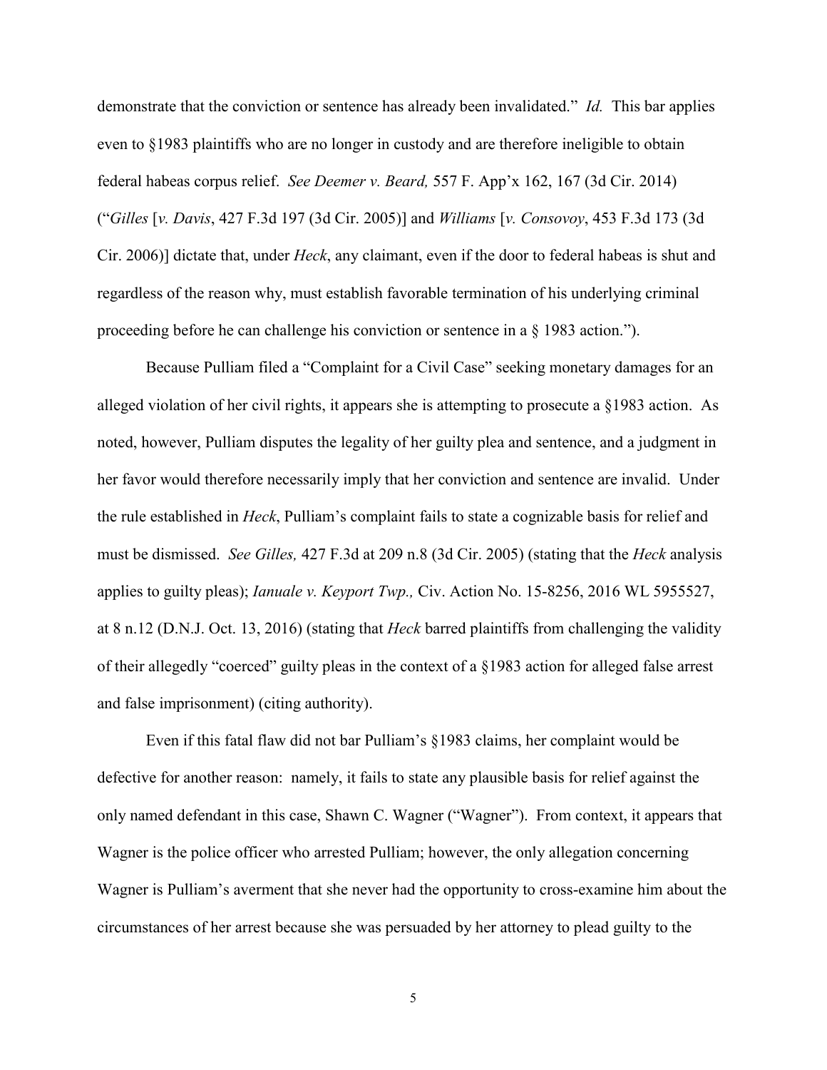demonstrate that the conviction or sentence has already been invalidated." *Id.* This bar applies even to §1983 plaintiffs who are no longer in custody and are therefore ineligible to obtain federal habeas corpus relief. *See Deemer v. Beard,* 557 F. App'x 162, 167 (3d Cir. 2014) ("*Gilles* [*v. Davis*, 427 F.3d 197 (3d Cir. 2005)] and *Williams* [*v. Consovoy*, 453 F.3d 173 (3d Cir. 2006)] dictate that, under *Heck*, any claimant, even if the door to federal habeas is shut and regardless of the reason why, must establish favorable termination of his underlying criminal proceeding before he can challenge his conviction or sentence in a § 1983 action.").

Because Pulliam filed a "Complaint for a Civil Case" seeking monetary damages for an alleged violation of her civil rights, it appears she is attempting to prosecute a §1983 action. As noted, however, Pulliam disputes the legality of her guilty plea and sentence, and a judgment in her favor would therefore necessarily imply that her conviction and sentence are invalid. Under the rule established in *Heck*, Pulliam's complaint fails to state a cognizable basis for relief and must be dismissed. *See Gilles,* 427 F.3d at 209 n.8 (3d Cir. 2005) (stating that the *Heck* analysis applies to guilty pleas); *Ianuale v. Keyport Twp.,* Civ. Action No. 15-8256, 2016 WL 5955527, at 8 n.12 (D.N.J. Oct. 13, 2016) (stating that *Heck* barred plaintiffs from challenging the validity of their allegedly "coerced" guilty pleas in the context of a §1983 action for alleged false arrest and false imprisonment) (citing authority).

Even if this fatal flaw did not bar Pulliam's §1983 claims, her complaint would be defective for another reason: namely, it fails to state any plausible basis for relief against the only named defendant in this case, Shawn C. Wagner ("Wagner"). From context, it appears that Wagner is the police officer who arrested Pulliam; however, the only allegation concerning Wagner is Pulliam's averment that she never had the opportunity to cross-examine him about the circumstances of her arrest because she was persuaded by her attorney to plead guilty to the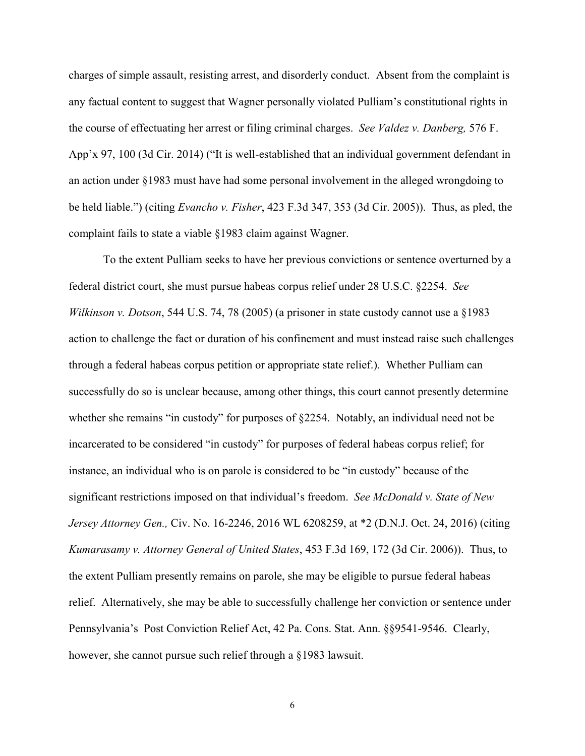charges of simple assault, resisting arrest, and disorderly conduct. Absent from the complaint is any factual content to suggest that Wagner personally violated Pulliam's constitutional rights in the course of effectuating her arrest or filing criminal charges. *See Valdez v. Danberg,* 576 F. App'x 97, 100 (3d Cir. 2014) ("It is well-established that an individual government defendant in an action under §1983 must have had some personal involvement in the alleged wrongdoing to be held liable.") (citing *Evancho v. Fisher*, 423 F.3d 347, 353 (3d Cir. 2005)). Thus, as pled, the complaint fails to state a viable §1983 claim against Wagner.

To the extent Pulliam seeks to have her previous convictions or sentence overturned by a federal district court, she must pursue habeas corpus relief under 28 U.S.C. §2254. *See Wilkinson v. Dotson*, 544 U.S. 74, 78 (2005) (a prisoner in state custody cannot use a §1983 action to challenge the fact or duration of his confinement and must instead raise such challenges through a federal habeas corpus petition or appropriate state relief.). Whether Pulliam can successfully do so is unclear because, among other things, this court cannot presently determine whether she remains "in custody" for purposes of §2254. Notably, an individual need not be incarcerated to be considered "in custody" for purposes of federal habeas corpus relief; for instance, an individual who is on parole is considered to be "in custody" because of the significant restrictions imposed on that individual's freedom. *See McDonald v. State of New Jersey Attorney Gen.,* Civ. No. 16-2246, 2016 WL 6208259, at *2 (D.N.J. Oct. 24, 2016) (citing *Kumarasamy v. Attorney General of United States*, 453 F.3d 169, 172 (3d Cir. 2006)). Thus, to the extent Pulliam presently remains on parole, she may be eligible to pursue federal habeas relief. Alternatively, she may be able to successfully challenge her conviction or sentence under Pennsylvania's Post Conviction Relief Act, 42 Pa. Cons. Stat. Ann. §§9541-9546. Clearly, however, she cannot pursue such relief through a §1983 lawsuit.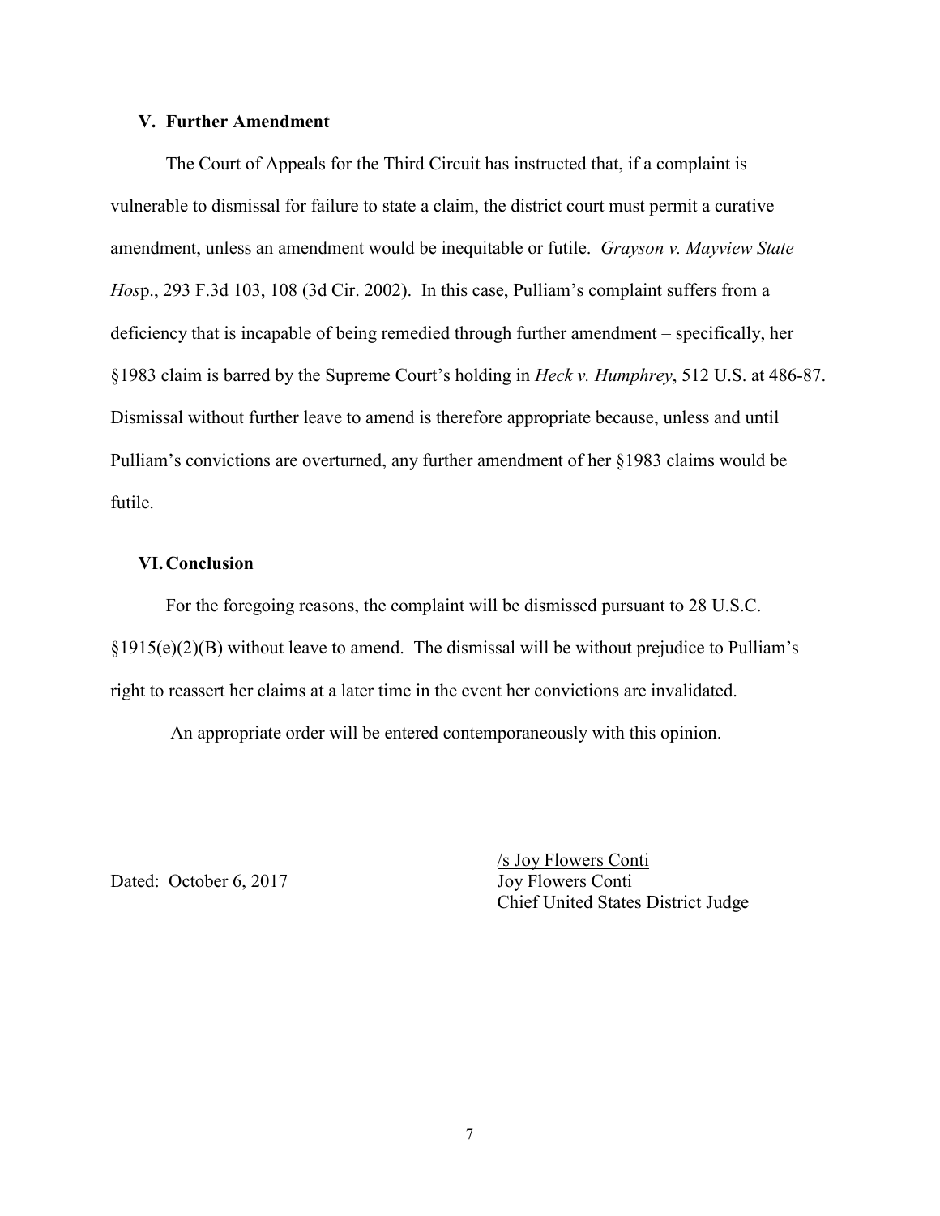## V. Further Amendment

The Court of Appeals for the Third Circuit has instructed that, if a complaint is vulnerable to dismissal for failure to state a claim, the district court must permit a curative amendment, unless an amendment would be inequitable or futile. *Grayson v. Mayview State Hosp.*, 293 F.3d 103, 108 (3d Cir. 2002). In this case, Pulliam's complaint suffers from a deficiency that is incapable of being remedied through further amendment – specifically, her §1983 claim is barred by the Supreme Court's holding in *Heck v. Humphrey*, 512 U.S. at 486-87. Dismissal without further leave to amend is therefore appropriate because, unless and until Pulliam's convictions are overturned, any further amendment of her §1983 claims would be futile.

## VI. Conclusion

For the foregoing reasons, the complaint will be dismissed pursuant to 28 U.S.C. §1915(e)(2)(B) without leave to amend. The dismissal will be without prejudice to Pulliam's right to reassert her claims at a later time in the event her convictions are invalidated.

An appropriate order will be entered contemporaneously with this opinion.

Dated: October 6, 2017

/s Joy Flowers Conti
Joy Flowers Conti
Chief United States District Judge